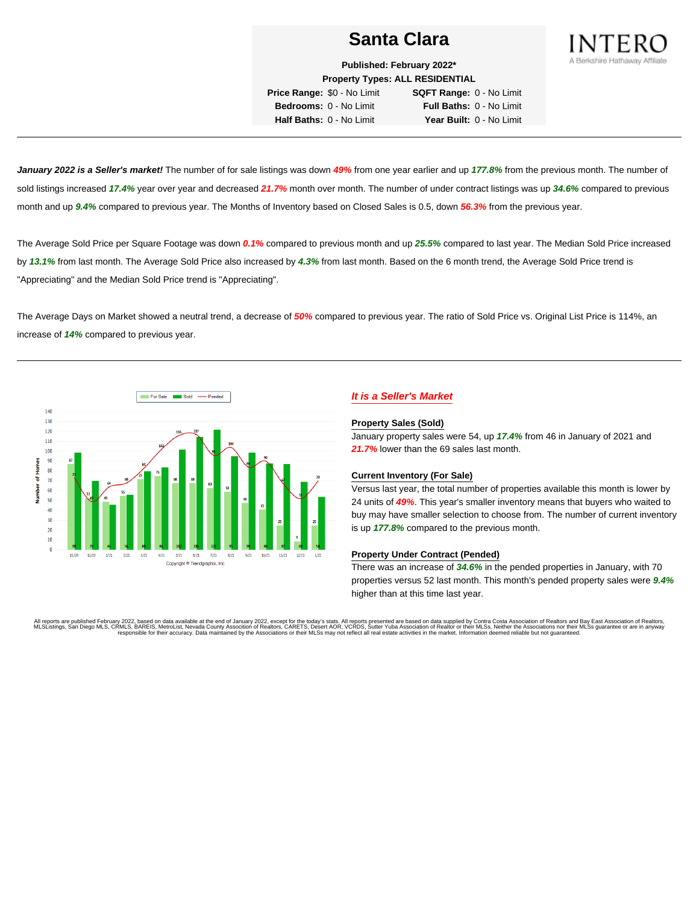# Santa Clara

**Published: February 2022***
**Property Types: ALL RESIDENTIAL**

| | | | |
|---|---|---|---|
| **Price Range:** | $0 - No Limit | **SQFT Range:** | 0 - No Limit |
| **Bedrooms:** | 0 - No Limit | **Full Baths:** | 0 - No Limit |
| **Half Baths:** | 0 - No Limit | **Year Built:** | 0 - No Limit |

INTERO
A Berkshire Hathaway Affiliate

***January 2022 is a Seller's market!*** The number of for sale listings was down ***49%*** from one year earlier and up ***177.8%*** from the previous month. The number of sold listings increased ***17.4%*** year over year and decreased ***21.7%*** month over month. The number of under contract listings was up ***34.6%*** compared to previous month and up ***9.4%*** compared to previous year. The Months of Inventory based on Closed Sales is 0.5, down ***56.3%*** from the previous year.

The Average Sold Price per Square Footage was down ***0.1%*** compared to previous month and up ***25.5%*** compared to last year. The Median Sold Price increased by ***13.1%*** from last month. The Average Sold Price also increased by ***4.3%*** from last month. Based on the 6 month trend, the Average Sold Price trend is "Appreciating" and the Median Sold Price trend is "Appreciating".

The Average Days on Market showed a neutral trend, a decrease of ***50%*** compared to previous year. The ratio of Sold Price vs. Original List Price is 114%, an increase of ***14%*** compared to previous year.

| Month | For Sale | Sold | Pended |
|---|---|---|---|
| 11/20 | 87 | 99 | 73 |
| 12/20 | 53 | 70 | 49 |
| 1/21 | 49 | 46 | 64 |
| 2/21 | 55 | 56 | 68 |
| 3/21 | 72 | 80 | 84 |
| 4/21 | 75 | 84 | 102 |
| 5/21 | 68 | 102 | 116 |
| 6/21 | 68 | 115 | 117 |
| 7/21 | 63 | 122 | 96 |
| 8/21 | 59 | 95 | 104 |
| 9/21 | 48 | 99 | 84 |
| 10/21 | 41 | 88 | 90 |
| 11/21 | 25 | 87 | 67 |
| 12/21 | 9 | 69 | 52 |
| 1/22 | 25 | 54 | 70 |

Copyright © Trendgraphix, Inc.

## *It is a Seller's Market*

### Property Sales (Sold)

January property sales were 54, up ***17.4%*** from 46 in January of 2021 and ***21.7%*** lower than the 69 sales last month.

### Current Inventory (For Sale)

Versus last year, the total number of properties available this month is lower by 24 units of ***49%***. This year's smaller inventory means that buyers who waited to buy may have smaller selection to choose from. The number of current inventory is up ***177.8%*** compared to the previous month.

### Property Under Contract (Pended)

There was an increase of ***34.6%*** in the pended properties in January, with 70 properties versus 52 last month. This month's pended property sales were ***9.4%*** higher than at this time last year.

All reports are published February 2022, based on data available at the end of January 2022, except for the today's stats. All reports presented are based on data supplied by Contra Costa Association of Realtors and Bay East Association of Realtors, MLSListings, San Diego MLS, CRMLS, BAREIS, MetroList, Nevada County Association of Realtors, CARETS, Desert AOR, VCRDS, Sutter Yuba Association of Realtor or their MLSs. Neither the Associations nor their MLSs guarantee or are in anyway responsible for their accuracy. Data maintained by the Associations or their MLSs may not reflect all real estate activities in the market. Information deemed reliable but not guaranteed.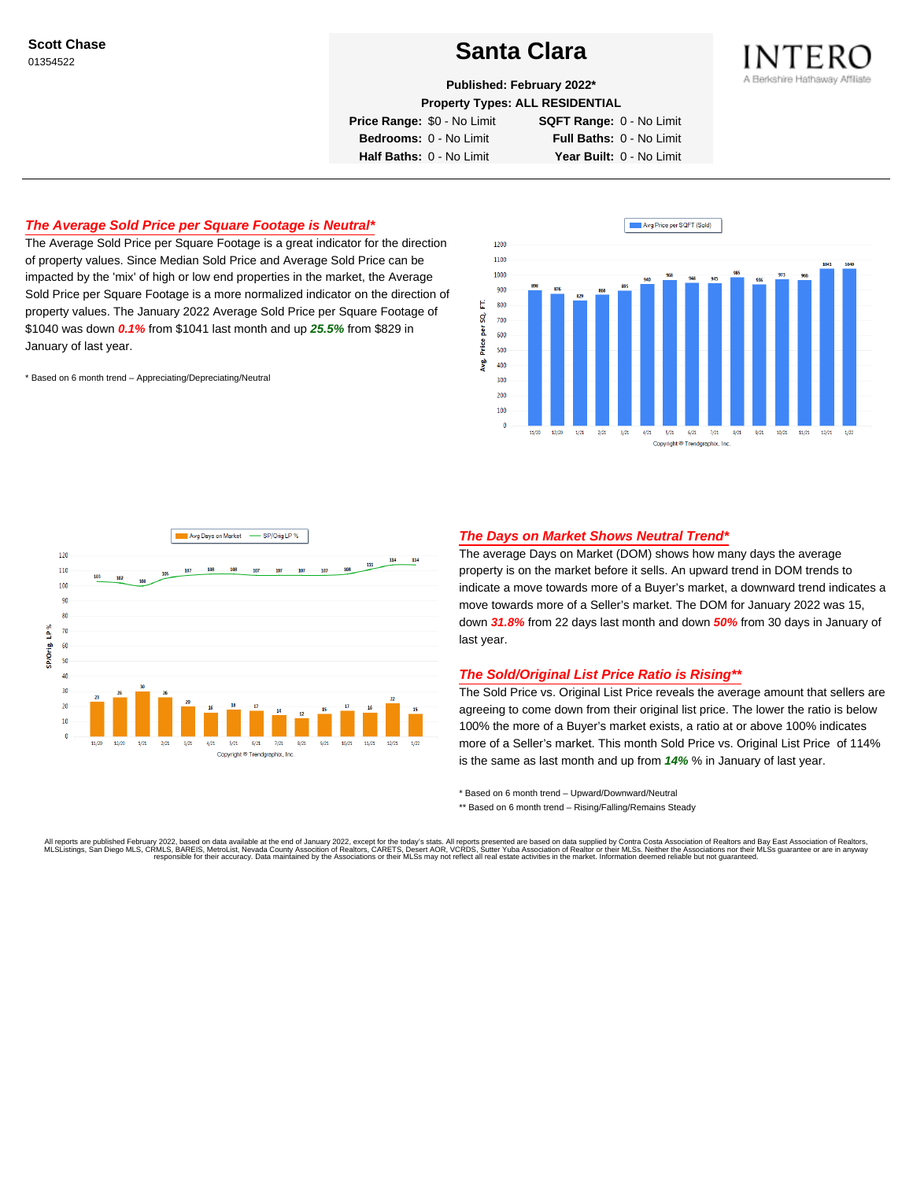**Scott Chase**
01354522

# Santa Clara

**Published: February 2022***
**Property Types: ALL RESIDENTIAL**

| | | | |
|---|---|---|---|
| **Price Range:** | $0 - No Limit | **SQFT Range:** | 0 - No Limit |
| **Bedrooms:** | 0 - No Limit | **Full Baths:** | 0 - No Limit |
| **Half Baths:** | 0 - No Limit | **Year Built:** | 0 - No Limit |

INTERO
A Berkshire Hathaway Affiliate

## *The Average Sold Price per Square Footage is Neutral**

The Average Sold Price per Square Footage is a great indicator for the direction of property values. Since Median Sold Price and Average Sold Price can be impacted by the 'mix' of high or low end properties in the market, the Average Sold Price per Square Footage is a more normalized indicator on the direction of property values. The January 2022 Average Sold Price per Square Footage of $1040 was down ***0.1%*** from $1041 last month and up ***25.5%*** from $829 in January of last year.

* Based on 6 month trend – Appreciating/Depreciating/Neutral

Avg Price per SQFT (Sold)

| Month | 11/20 | 12/20 | 1/21 | 2/21 | 3/21 | 4/21 | 5/21 | 6/21 | 7/21 | 8/21 | 9/21 | 10/21 | 11/21 | 12/21 | 1/22 |
|---|---|---|---|---|---|---|---|---|---|---|---|---|---|---|---|
| Avg. Price per SQ. FT. | 898 | 876 | 829 | 868 | 895 | 940 | 968 | 948 | 945 | 985 | 936 | 973 | 960 | 1041 | 1040 |

Copyright ® Trendgraphix, Inc.

Avg Days on Market / SP/Orig LP %

| Month | 11/20 | 12/20 | 1/21 | 2/21 | 3/21 | 4/21 | 5/21 | 6/21 | 7/21 | 8/21 | 9/21 | 10/21 | 11/21 | 12/21 | 1/22 |
|---|---|---|---|---|---|---|---|---|---|---|---|---|---|---|---|
| Avg Days on Market | 23 | 26 | 30 | 26 | 20 | 16 | 18 | 17 | 14 | 12 | 15 | 17 | 16 | 22 | 15 |
| SP/Orig LP % | 103 | 102 | 100 | 105 | 107 | 108 | 108 | 107 | 107 | 107 | 107 | 108 | 111 | 114 | 114 |

Copyright ® Trendgraphix, Inc.

## *The Days on Market Shows Neutral Trend**

The average Days on Market (DOM) shows how many days the average property is on the market before it sells. An upward trend in DOM trends to indicate a move towards more of a Buyer's market, a downward trend indicates a move towards more of a Seller's market. The DOM for January 2022 was 15, down ***31.8%*** from 22 days last month and down ***50%*** from 30 days in January of last year.

## *The Sold/Original List Price Ratio is Rising***

The Sold Price vs. Original List Price reveals the average amount that sellers are agreeing to come down from their original list price. The lower the ratio is below 100% the more of a Buyer's market exists, a ratio at or above 100% indicates more of a Seller's market. This month Sold Price vs. Original List Price of 114% is the same as last month and up from ***14%*** % in January of last year.

* Based on 6 month trend – Upward/Downward/Neutral

** Based on 6 month trend – Rising/Falling/Remains Steady

All reports are published February 2022, based on data available at the end of January 2022, except for the today's stats. All reports presented are based on data supplied by Contra Costa Association of Realtors and Bay East Association of Realtors, MLSListings, San Diego MLS, CRMLS, BAREIS, MetroList, Nevada County Association of Realtors, CARETS, Desert AOR, VCRDS, Sutter Yuba Association of Realtor or their MLSs. Neither the Associations nor their MLSs guarantee or are in anyway responsible for their accuracy. Data maintained by the Associations or their MLSs may not reflect all real estate activities in the market. Information deemed reliable but not guaranteed.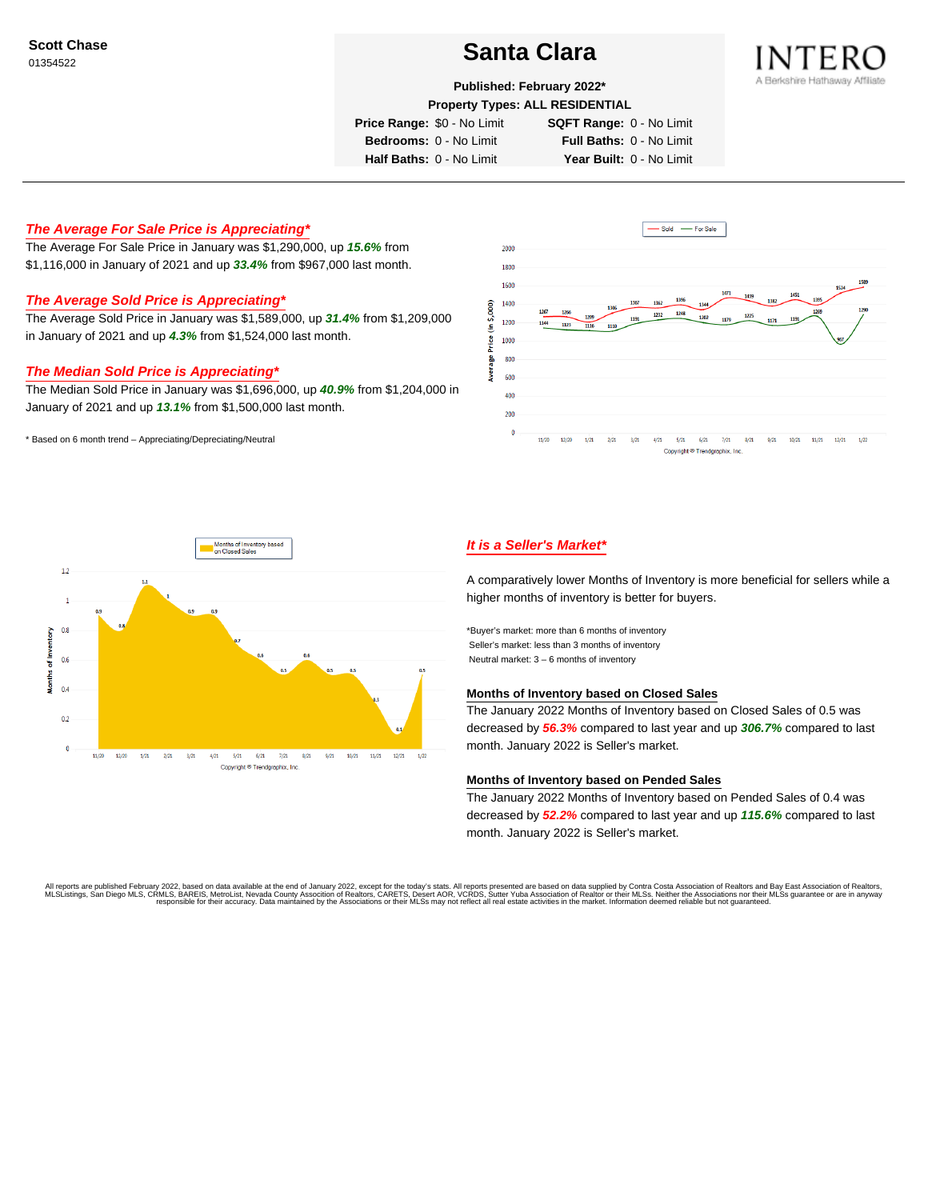**Scott Chase**
01354522

# Santa Clara

**Published: February 2022***
**Property Types: ALL RESIDENTIAL**

| | | | |
|---|---|---|---|
| **Price Range:** | $0 - No Limit | **SQFT Range:** | 0 - No Limit |
| **Bedrooms:** | 0 - No Limit | **Full Baths:** | 0 - No Limit |
| **Half Baths:** | 0 - No Limit | **Year Built:** | 0 - No Limit |

INTERO
A Berkshire Hathaway Affiliate

## *The Average For Sale Price is Appreciating**

The Average For Sale Price in January was $1,290,000, up ***15.6%*** from $1,116,000 in January of 2021 and up ***33.4%*** from $967,000 last month.

## *The Average Sold Price is Appreciating**

The Average Sold Price in January was $1,589,000, up ***31.4%*** from $1,209,000 in January of 2021 and up ***4.3%*** from $1,524,000 last month.

## *The Median Sold Price is Appreciating**

The Median Sold Price in January was $1,696,000, up ***40.9%*** from $1,204,000 in January of 2021 and up ***13.1%*** from $1,500,000 last month.

* Based on 6 month trend – Appreciating/Depreciating/Neutral

## *It is a Seller's Market**

A comparatively lower Months of Inventory is more beneficial for sellers while a higher months of inventory is better for buyers.

*Buyer's market: more than 6 months of inventory
Seller's market: less than 3 months of inventory
Neutral market: 3 – 6 months of inventory

### Months of Inventory based on Closed Sales

The January 2022 Months of Inventory based on Closed Sales of 0.5 was decreased by ***56.3%*** compared to last year and up ***306.7%*** compared to last month. January 2022 is Seller's market.

### Months of Inventory based on Pended Sales

The January 2022 Months of Inventory based on Pended Sales of 0.4 was decreased by ***52.2%*** compared to last year and up ***115.6%*** compared to last month. January 2022 is Seller's market.

All reports are published February 2022, based on data available at the end of January 2022, except for the today's stats. All reports presented are based on data supplied by Contra Costa Association of Realtors and Bay East Association of Realtors, MLSListings, San Diego MLS, CRMLS, BAREIS, MetroList, Nevada County Association of Realtors, CARETS, Desert AOR, VCRDS, Sutter Yuba Association of Realtor or their MLSs. Neither the Associations nor their MLSs guarantee or are in anyway responsible for their accuracy. Data maintained by the Associations or their MLSs may not reflect all real estate activities in the market. Information deemed reliable but not guaranteed.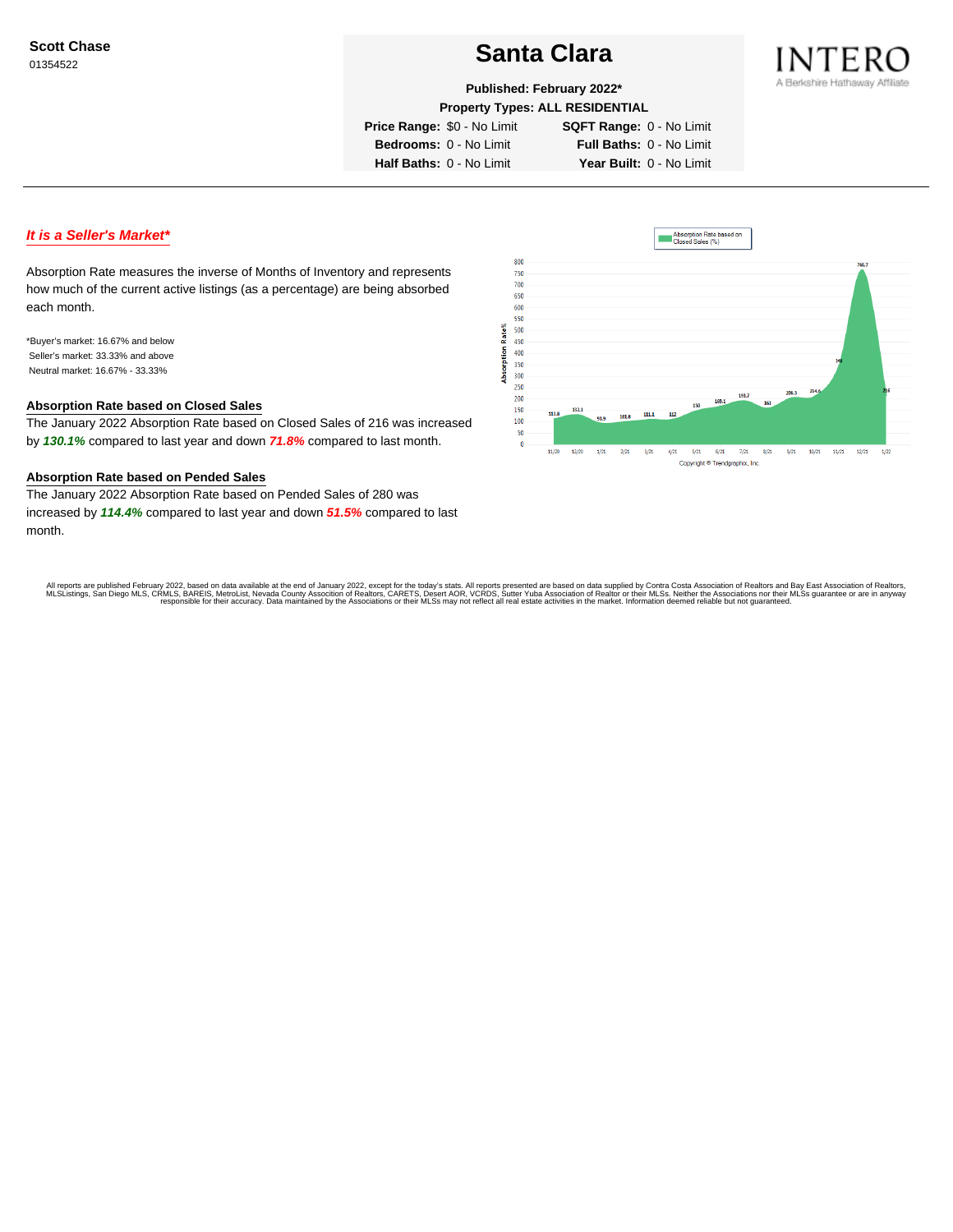**Scott Chase**
01354522

# Santa Clara

**Published: February 2022***
**Property Types: ALL RESIDENTIAL**

**Price Range:** $0 - No Limit **SQFT Range:** 0 - No Limit
**Bedrooms:** 0 - No Limit **Full Baths:** 0 - No Limit
**Half Baths:** 0 - No Limit **Year Built:** 0 - No Limit

INTERO
A Berkshire Hathaway Affiliate

## *It is a Seller's Market**

Absorption Rate measures the inverse of Months of Inventory and represents how much of the current active listings (as a percentage) are being absorbed each month.

*Buyer's market: 16.67% and below
Seller's market: 33.33% and above
Neutral market: 16.67% - 33.33%

### Absorption Rate based on Closed Sales

The January 2022 Absorption Rate based on Closed Sales of 216 was increased by ***130.1%*** compared to last year and down ***71.8%*** compared to last month.

### Absorption Rate based on Pended Sales

The January 2022 Absorption Rate based on Pended Sales of 280 was increased by ***114.4%*** compared to last year and down ***51.5%*** compared to last month.

Absorption Rate based on Closed Sales (%)

Absorption Rate%

800
750
700
650
600
550
500
450
400
350
300
250
200
150
100
50
0

113.8
132.1
93.9
103.8
111.1
112
150
169.1
193.7
161
206.3
214.6
348
766.7
216

11/20 12/20 1/21 2/21 3/21 4/21 5/21 6/21 7/21 8/21 9/21 10/21 11/21 12/21 1/22

Copyright ® Trendgraphix, Inc.

All reports are published February 2022, based on data available at the end of January 2022, except for the today's stats. All reports presented are based on data supplied by Contra Costa Association of Realtors and Bay East Association of Realtors, MLSListings, San Diego MLS, CRMLS, BAREIS, MetroList, Nevada County Association of Realtors, CARETS, Desert AOR, VCRDS, Sutter Yuba Association of Realtor or their MLSs. Neither the Associations nor their MLSs guarantee or are in anyway responsible for their accuracy. Data maintained by the Associations or their MLSs may not reflect all real estate activities in the market. Information deemed reliable but not guaranteed.